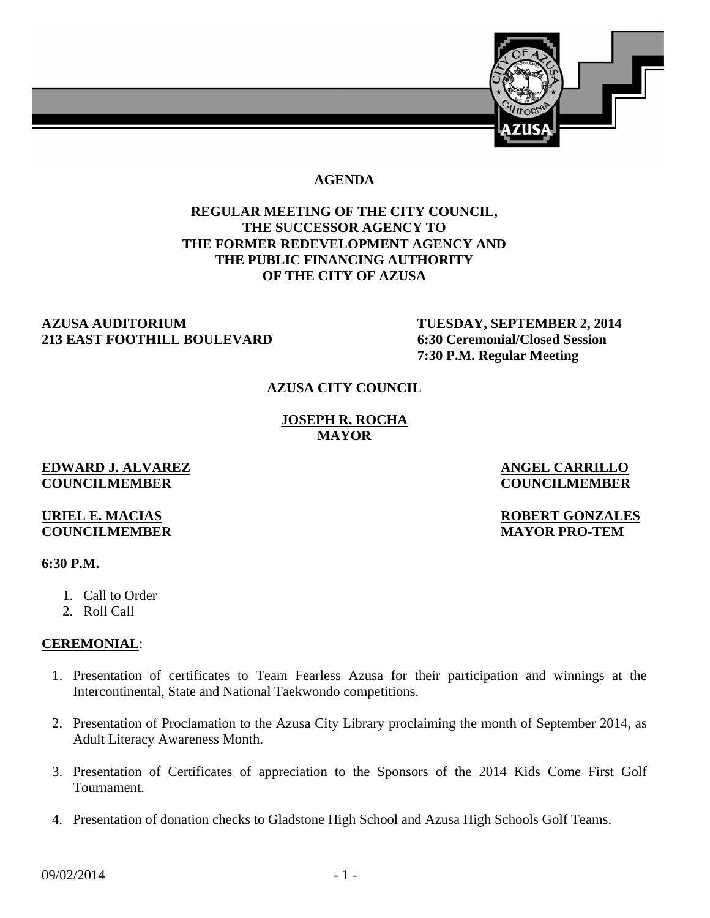# AGENDA

## REGULAR MEETING OF THE CITY COUNCIL, THE SUCCESSOR AGENCY TO THE FORMER REDEVELOPMENT AGENCY AND THE PUBLIC FINANCING AUTHORITY OF THE CITY OF AZUSA

**AZUSA AUDITORIUM**
**213 EAST FOOTHILL BOULEVARD**

**TUESDAY, SEPTEMBER 2, 2014**
**6:30 Ceremonial/Closed Session**
**7:30 P.M. Regular Meeting**

**AZUSA CITY COUNCIL**

**JOSEPH R. ROCHA**
**MAYOR**

**EDWARD J. ALVAREZ**
**COUNCILMEMBER**

**ANGEL CARRILLO**
**COUNCILMEMBER**

**URIEL E. MACIAS**
**COUNCILMEMBER**

**ROBERT GONZALES**
**MAYOR PRO-TEM**

**6:30 P.M.**

1. Call to Order
2. Roll Call

**CEREMONIAL**:

1. Presentation of certificates to Team Fearless Azusa for their participation and winnings at the Intercontinental, State and National Taekwondo competitions.
2. Presentation of Proclamation to the Azusa City Library proclaiming the month of September 2014, as Adult Literacy Awareness Month.
3. Presentation of Certificates of appreciation to the Sponsors of the 2014 Kids Come First Golf Tournament.
4. Presentation of donation checks to Gladstone High School and Azusa High Schools Golf Teams.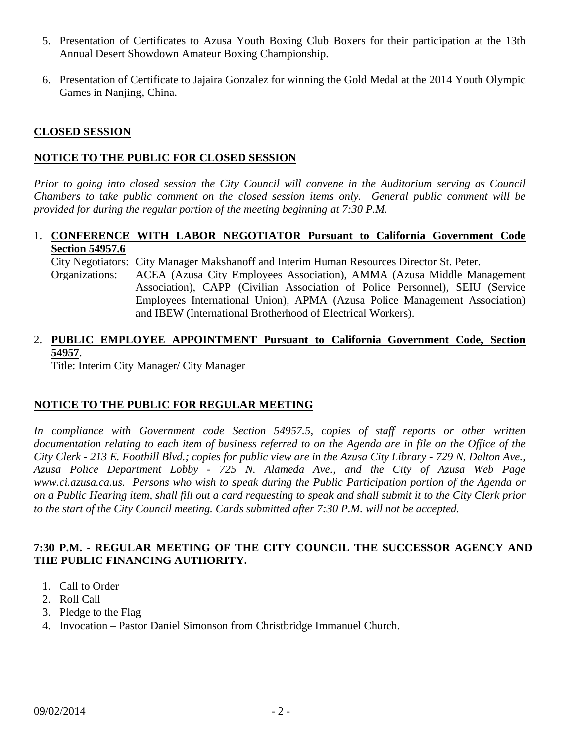5. Presentation of Certificates to Azusa Youth Boxing Club Boxers for their participation at the 13th Annual Desert Showdown Amateur Boxing Championship.

6. Presentation of Certificate to Jajaira Gonzalez for winning the Gold Medal at the 2014 Youth Olympic Games in Nanjing, China.

**CLOSED SESSION**

**NOTICE TO THE PUBLIC FOR CLOSED SESSION**

*Prior to going into closed session the City Council will convene in the Auditorium serving as Council Chambers to take public comment on the closed session items only. General public comment will be provided for during the regular portion of the meeting beginning at 7:30 P.M.*

1. **CONFERENCE WITH LABOR NEGOTIATOR Pursuant to California Government Code Section 54957.6**

   City Negotiators: City Manager Makshanoff and Interim Human Resources Director St. Peter.

   Organizations: ACEA (Azusa City Employees Association), AMMA (Azusa Middle Management Association), CAPP (Civilian Association of Police Personnel), SEIU (Service Employees International Union), APMA (Azusa Police Management Association) and IBEW (International Brotherhood of Electrical Workers).

2. **PUBLIC EMPLOYEE APPOINTMENT Pursuant to California Government Code, Section 54957**.

   Title: Interim City Manager/ City Manager

**NOTICE TO THE PUBLIC FOR REGULAR MEETING**

*In compliance with Government code Section 54957.5, copies of staff reports or other written documentation relating to each item of business referred to on the Agenda are in file on the Office of the City Clerk - 213 E. Foothill Blvd.; copies for public view are in the Azusa City Library - 729 N. Dalton Ave., Azusa Police Department Lobby - 725 N. Alameda Ave., and the City of Azusa Web Page www.ci.azusa.ca.us. Persons who wish to speak during the Public Participation portion of the Agenda or on a Public Hearing item, shall fill out a card requesting to speak and shall submit it to the City Clerk prior to the start of the City Council meeting. Cards submitted after 7:30 P.M. will not be accepted.*

**7:30 P.M. - REGULAR MEETING OF THE CITY COUNCIL THE SUCCESSOR AGENCY AND THE PUBLIC FINANCING AUTHORITY.**

1. Call to Order
2. Roll Call
3. Pledge to the Flag
4. Invocation – Pastor Daniel Simonson from Christbridge Immanuel Church.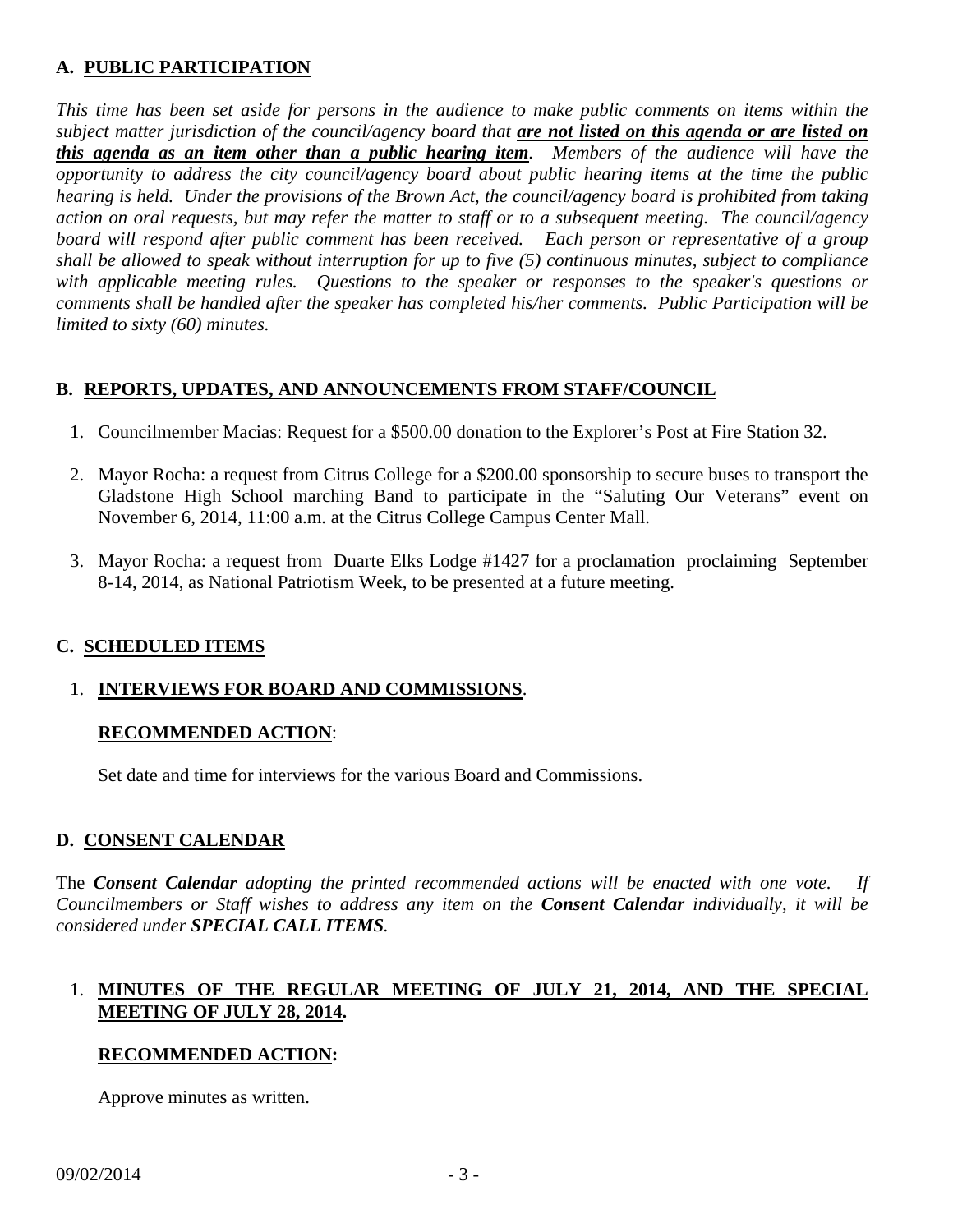## A. PUBLIC PARTICIPATION

*This time has been set aside for persons in the audience to make public comments on items within the subject matter jurisdiction of the council/agency board that **are not listed on this agenda or are listed on this agenda as an item other than a public hearing item**. Members of the audience will have the opportunity to address the city council/agency board about public hearing items at the time the public hearing is held. Under the provisions of the Brown Act, the council/agency board is prohibited from taking action on oral requests, but may refer the matter to staff or to a subsequent meeting. The council/agency board will respond after public comment has been received. Each person or representative of a group shall be allowed to speak without interruption for up to five (5) continuous minutes, subject to compliance with applicable meeting rules. Questions to the speaker or responses to the speaker's questions or comments shall be handled after the speaker has completed his/her comments. Public Participation will be limited to sixty (60) minutes.*

## B. REPORTS, UPDATES, AND ANNOUNCEMENTS FROM STAFF/COUNCIL

1. Councilmember Macias: Request for a $500.00 donation to the Explorer's Post at Fire Station 32.
2. Mayor Rocha: a request from Citrus College for a $200.00 sponsorship to secure buses to transport the Gladstone High School marching Band to participate in the "Saluting Our Veterans" event on November 6, 2014, 11:00 a.m. at the Citrus College Campus Center Mall.
3. Mayor Rocha: a request from Duarte Elks Lodge #1427 for a proclamation proclaiming September 8-14, 2014, as National Patriotism Week, to be presented at a future meeting.

## C. SCHEDULED ITEMS

1. **INTERVIEWS FOR BOARD AND COMMISSIONS**.

   **RECOMMENDED ACTION**:

   Set date and time for interviews for the various Board and Commissions.

## D. CONSENT CALENDAR

The ***Consent Calendar*** *adopting the printed recommended actions will be enacted with one vote. If Councilmembers or Staff wishes to address any item on the* ***Consent Calendar*** *individually, it will be considered under* ***SPECIAL CALL ITEMS****.*

1. **MINUTES OF THE REGULAR MEETING OF JULY 21, 2014, AND THE SPECIAL MEETING OF JULY 28, 2014.**

   **RECOMMENDED ACTION:**

   Approve minutes as written.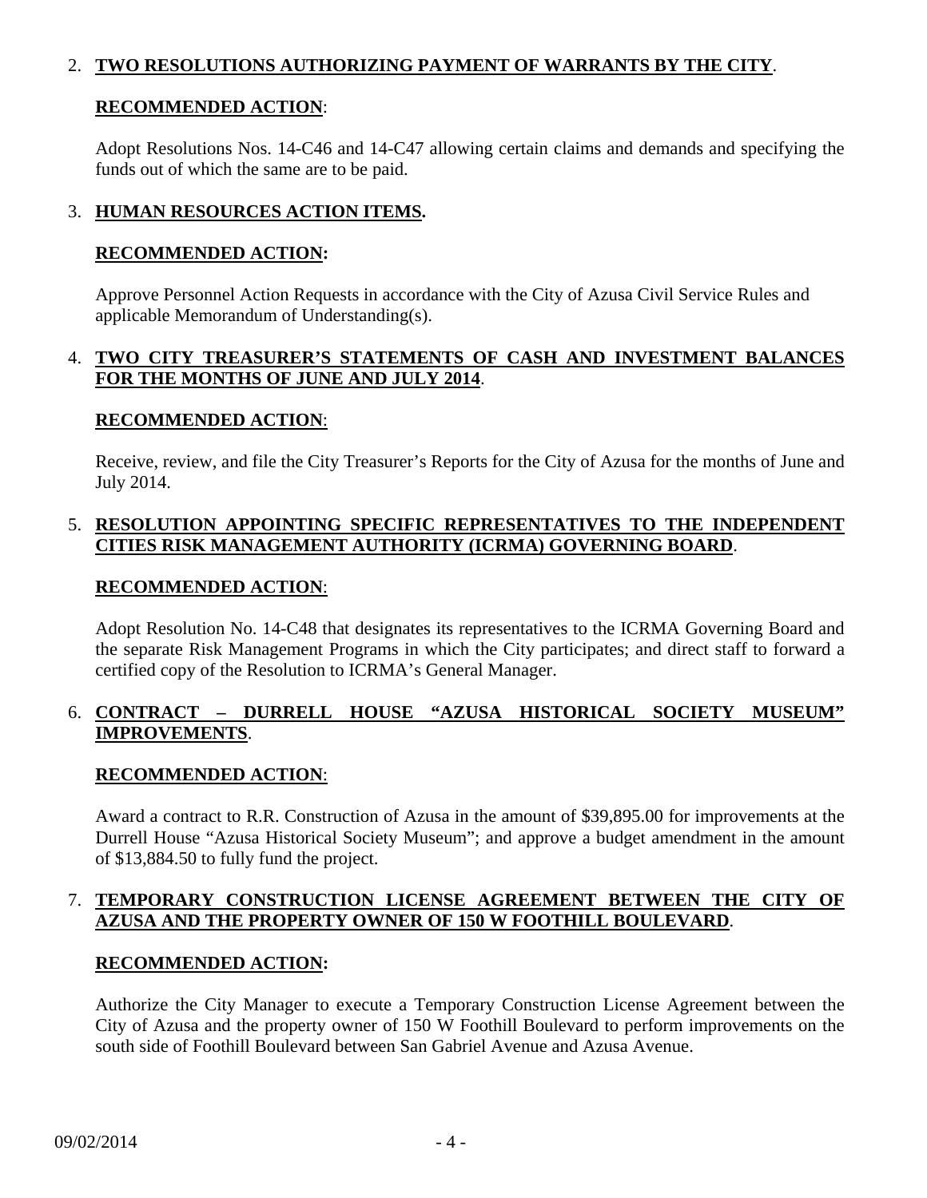2. **TWO RESOLUTIONS AUTHORIZING PAYMENT OF WARRANTS BY THE CITY**.

   **RECOMMENDED ACTION**:

   Adopt Resolutions Nos. 14-C46 and 14-C47 allowing certain claims and demands and specifying the funds out of which the same are to be paid.

3. **HUMAN RESOURCES ACTION ITEMS.**

   **RECOMMENDED ACTION:**

   Approve Personnel Action Requests in accordance with the City of Azusa Civil Service Rules and applicable Memorandum of Understanding(s).

4. **TWO CITY TREASURER'S STATEMENTS OF CASH AND INVESTMENT BALANCES FOR THE MONTHS OF JUNE AND JULY 2014**.

   **RECOMMENDED ACTION**:

   Receive, review, and file the City Treasurer's Reports for the City of Azusa for the months of June and July 2014.

5. **RESOLUTION APPOINTING SPECIFIC REPRESENTATIVES TO THE INDEPENDENT CITIES RISK MANAGEMENT AUTHORITY (ICRMA) GOVERNING BOARD**.

   **RECOMMENDED ACTION**:

   Adopt Resolution No. 14-C48 that designates its representatives to the ICRMA Governing Board and the separate Risk Management Programs in which the City participates; and direct staff to forward a certified copy of the Resolution to ICRMA's General Manager.

6. **CONTRACT – DURRELL HOUSE "AZUSA HISTORICAL SOCIETY MUSEUM" IMPROVEMENTS**.

   **RECOMMENDED ACTION**:

   Award a contract to R.R. Construction of Azusa in the amount of $39,895.00 for improvements at the Durrell House "Azusa Historical Society Museum"; and approve a budget amendment in the amount of $13,884.50 to fully fund the project.

7. **TEMPORARY CONSTRUCTION LICENSE AGREEMENT BETWEEN THE CITY OF AZUSA AND THE PROPERTY OWNER OF 150 W FOOTHILL BOULEVARD**.

   **RECOMMENDED ACTION:**

   Authorize the City Manager to execute a Temporary Construction License Agreement between the City of Azusa and the property owner of 150 W Foothill Boulevard to perform improvements on the south side of Foothill Boulevard between San Gabriel Avenue and Azusa Avenue.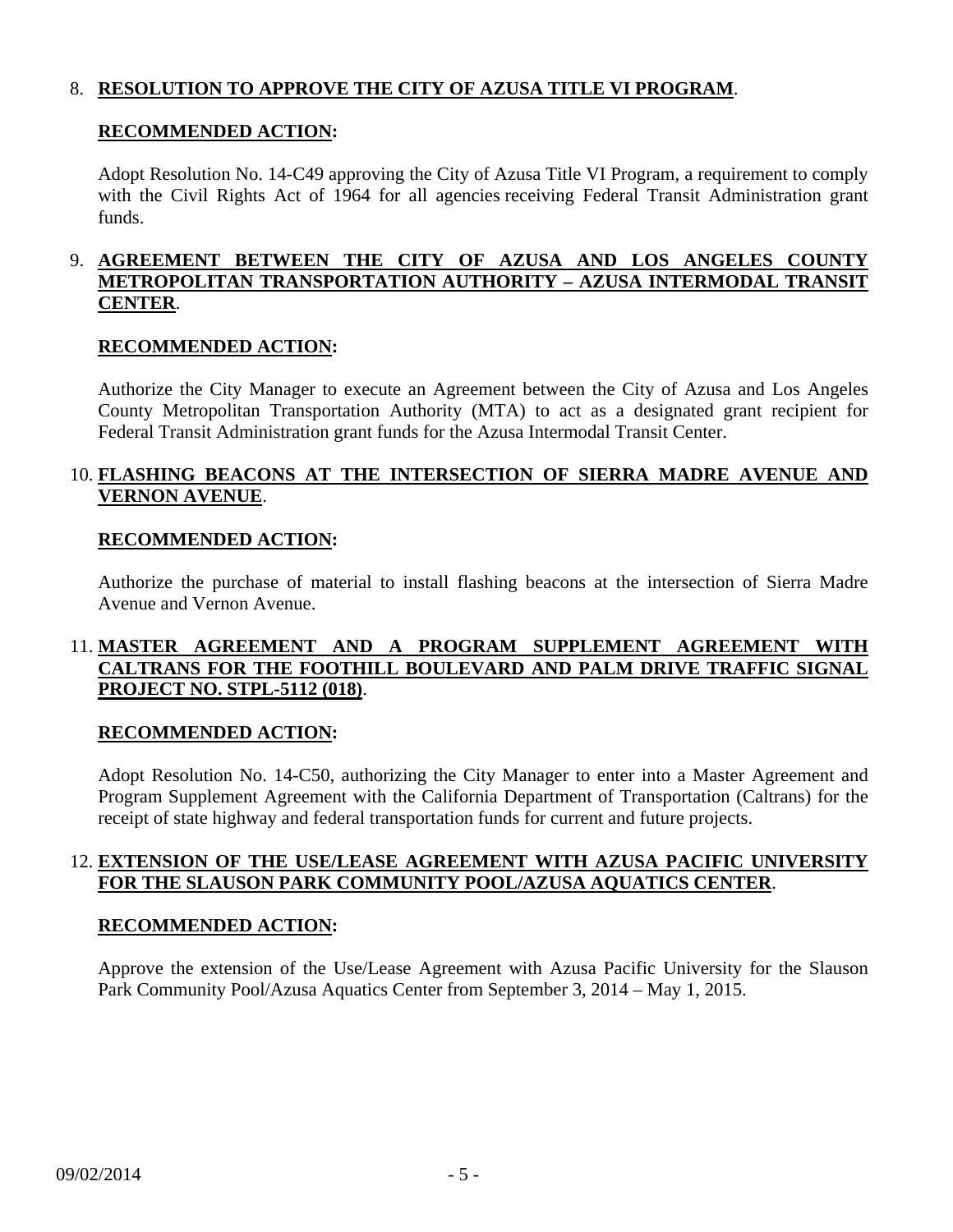8. **RESOLUTION TO APPROVE THE CITY OF AZUSA TITLE VI PROGRAM**.

   **RECOMMENDED ACTION:**

   Adopt Resolution No. 14-C49 approving the City of Azusa Title VI Program, a requirement to comply with the Civil Rights Act of 1964 for all agencies receiving Federal Transit Administration grant funds.

9. **AGREEMENT BETWEEN THE CITY OF AZUSA AND LOS ANGELES COUNTY METROPOLITAN TRANSPORTATION AUTHORITY – AZUSA INTERMODAL TRANSIT CENTER**.

   **RECOMMENDED ACTION:**

   Authorize the City Manager to execute an Agreement between the City of Azusa and Los Angeles County Metropolitan Transportation Authority (MTA) to act as a designated grant recipient for Federal Transit Administration grant funds for the Azusa Intermodal Transit Center.

10. **FLASHING BEACONS AT THE INTERSECTION OF SIERRA MADRE AVENUE AND VERNON AVENUE**.

    **RECOMMENDED ACTION:**

    Authorize the purchase of material to install flashing beacons at the intersection of Sierra Madre Avenue and Vernon Avenue.

11. **MASTER AGREEMENT AND A PROGRAM SUPPLEMENT AGREEMENT WITH CALTRANS FOR THE FOOTHILL BOULEVARD AND PALM DRIVE TRAFFIC SIGNAL PROJECT NO. STPL-5112 (018)**.

    **RECOMMENDED ACTION:**

    Adopt Resolution No. 14-C50, authorizing the City Manager to enter into a Master Agreement and Program Supplement Agreement with the California Department of Transportation (Caltrans) for the receipt of state highway and federal transportation funds for current and future projects.

12. **EXTENSION OF THE USE/LEASE AGREEMENT WITH AZUSA PACIFIC UNIVERSITY FOR THE SLAUSON PARK COMMUNITY POOL/AZUSA AQUATICS CENTER**.

    **RECOMMENDED ACTION:**

    Approve the extension of the Use/Lease Agreement with Azusa Pacific University for the Slauson Park Community Pool/Azusa Aquatics Center from September 3, 2014 – May 1, 2015.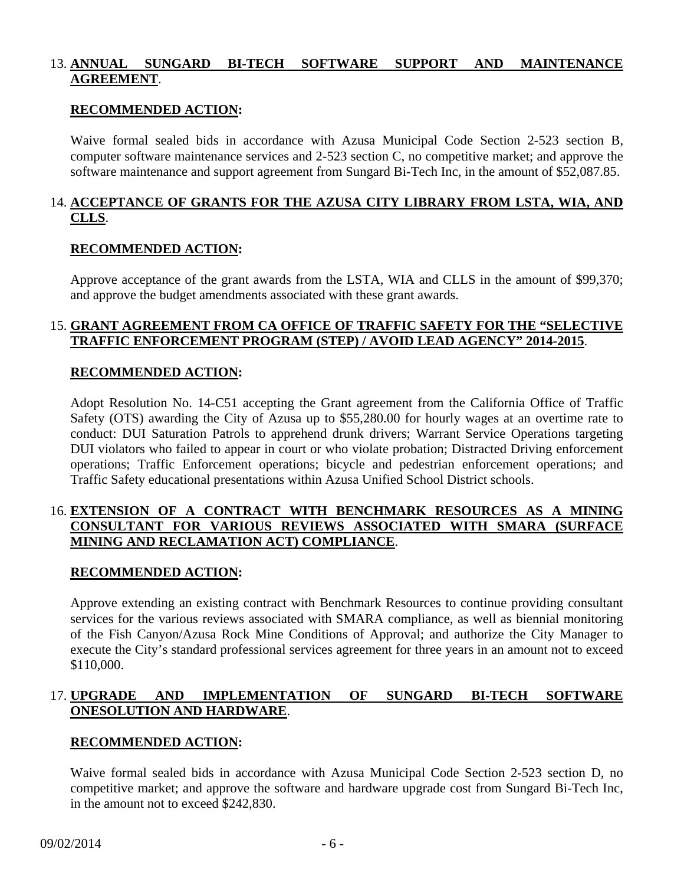13. **<u>ANNUAL SUNGARD BI-TECH SOFTWARE SUPPORT AND MAINTENANCE AGREEMENT</u>**.

    **<u>RECOMMENDED ACTION</u>:**

    Waive formal sealed bids in accordance with Azusa Municipal Code Section 2-523 section B, computer software maintenance services and 2-523 section C, no competitive market; and approve the software maintenance and support agreement from Sungard Bi-Tech Inc, in the amount of $52,087.85.

14. **<u>ACCEPTANCE OF GRANTS FOR THE AZUSA CITY LIBRARY FROM LSTA, WIA, AND CLLS</u>**.

    **<u>RECOMMENDED ACTION</u>:**

    Approve acceptance of the grant awards from the LSTA, WIA and CLLS in the amount of $99,370; and approve the budget amendments associated with these grant awards.

15. **<u>GRANT AGREEMENT FROM CA OFFICE OF TRAFFIC SAFETY FOR THE "SELECTIVE TRAFFIC ENFORCEMENT PROGRAM (STEP) / AVOID LEAD AGENCY" 2014-2015</u>**.

    **<u>RECOMMENDED ACTION</u>:**

    Adopt Resolution No. 14-C51 accepting the Grant agreement from the California Office of Traffic Safety (OTS) awarding the City of Azusa up to $55,280.00 for hourly wages at an overtime rate to conduct: DUI Saturation Patrols to apprehend drunk drivers; Warrant Service Operations targeting DUI violators who failed to appear in court or who violate probation; Distracted Driving enforcement operations; Traffic Enforcement operations; bicycle and pedestrian enforcement operations; and Traffic Safety educational presentations within Azusa Unified School District schools.

16. **<u>EXTENSION OF A CONTRACT WITH BENCHMARK RESOURCES AS A MINING CONSULTANT FOR VARIOUS REVIEWS ASSOCIATED WITH SMARA (SURFACE MINING AND RECLAMATION ACT) COMPLIANCE</u>**.

    **<u>RECOMMENDED ACTION</u>:**

    Approve extending an existing contract with Benchmark Resources to continue providing consultant services for the various reviews associated with SMARA compliance, as well as biennial monitoring of the Fish Canyon/Azusa Rock Mine Conditions of Approval; and authorize the City Manager to execute the City's standard professional services agreement for three years in an amount not to exceed $110,000.

17. **<u>UPGRADE AND IMPLEMENTATION OF SUNGARD BI-TECH SOFTWARE ONESOLUTION AND HARDWARE</u>**.

    **<u>RECOMMENDED ACTION</u>:**

    Waive formal sealed bids in accordance with Azusa Municipal Code Section 2-523 section D, no competitive market; and approve the software and hardware upgrade cost from Sungard Bi-Tech Inc, in the amount not to exceed $242,830.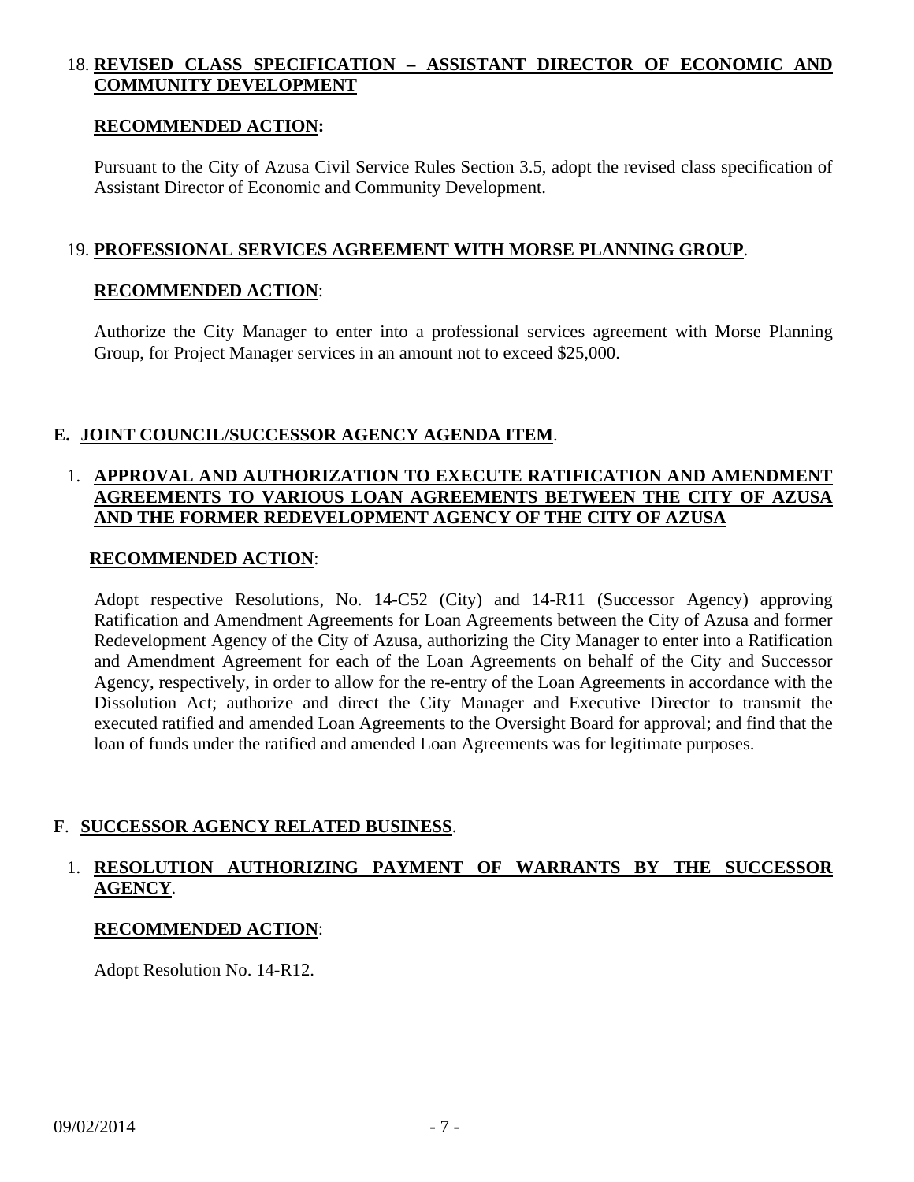18. **REVISED CLASS SPECIFICATION – ASSISTANT DIRECTOR OF ECONOMIC AND COMMUNITY DEVELOPMENT**

**RECOMMENDED ACTION:**

Pursuant to the City of Azusa Civil Service Rules Section 3.5, adopt the revised class specification of Assistant Director of Economic and Community Development.

19. **PROFESSIONAL SERVICES AGREEMENT WITH MORSE PLANNING GROUP**.

**RECOMMENDED ACTION**:

Authorize the City Manager to enter into a professional services agreement with Morse Planning Group, for Project Manager services in an amount not to exceed $25,000.

## E. JOINT COUNCIL/SUCCESSOR AGENCY AGENDA ITEM.

1. **APPROVAL AND AUTHORIZATION TO EXECUTE RATIFICATION AND AMENDMENT AGREEMENTS TO VARIOUS LOAN AGREEMENTS BETWEEN THE CITY OF AZUSA AND THE FORMER REDEVELOPMENT AGENCY OF THE CITY OF AZUSA**

**RECOMMENDED ACTION**:

Adopt respective Resolutions, No. 14-C52 (City) and 14-R11 (Successor Agency) approving Ratification and Amendment Agreements for Loan Agreements between the City of Azusa and former Redevelopment Agency of the City of Azusa, authorizing the City Manager to enter into a Ratification and Amendment Agreement for each of the Loan Agreements on behalf of the City and Successor Agency, respectively, in order to allow for the re-entry of the Loan Agreements in accordance with the Dissolution Act; authorize and direct the City Manager and Executive Director to transmit the executed ratified and amended Loan Agreements to the Oversight Board for approval; and find that the loan of funds under the ratified and amended Loan Agreements was for legitimate purposes.

## F. SUCCESSOR AGENCY RELATED BUSINESS.

1. **RESOLUTION AUTHORIZING PAYMENT OF WARRANTS BY THE SUCCESSOR AGENCY**.

**RECOMMENDED ACTION**:

Adopt Resolution No. 14-R12.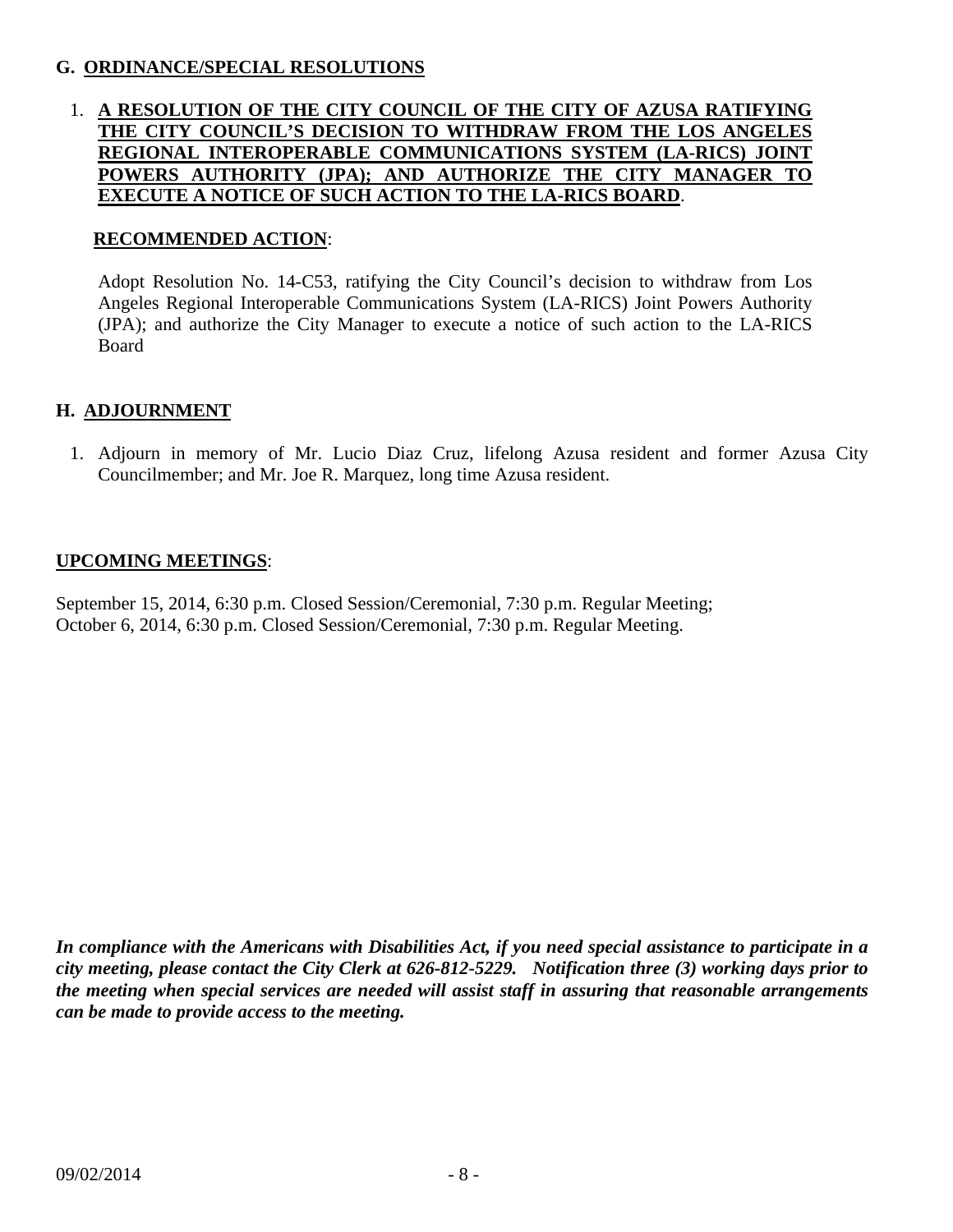## G. ORDINANCE/SPECIAL RESOLUTIONS

1. **A RESOLUTION OF THE CITY COUNCIL OF THE CITY OF AZUSA RATIFYING THE CITY COUNCIL'S DECISION TO WITHDRAW FROM THE LOS ANGELES REGIONAL INTEROPERABLE COMMUNICATIONS SYSTEM (LA-RICS) JOINT POWERS AUTHORITY (JPA); AND AUTHORIZE THE CITY MANAGER TO EXECUTE A NOTICE OF SUCH ACTION TO THE LA-RICS BOARD**.

   **RECOMMENDED ACTION**:

   Adopt Resolution No. 14-C53, ratifying the City Council's decision to withdraw from Los Angeles Regional Interoperable Communications System (LA-RICS) Joint Powers Authority (JPA); and authorize the City Manager to execute a notice of such action to the LA-RICS Board

## H. ADJOURNMENT

1. Adjourn in memory of Mr. Lucio Diaz Cruz, lifelong Azusa resident and former Azusa City Councilmember; and Mr. Joe R. Marquez, long time Azusa resident.

**UPCOMING MEETINGS**:

September 15, 2014, 6:30 p.m. Closed Session/Ceremonial, 7:30 p.m. Regular Meeting;
October 6, 2014, 6:30 p.m. Closed Session/Ceremonial, 7:30 p.m. Regular Meeting.

***In compliance with the Americans with Disabilities Act, if you need special assistance to participate in a city meeting, please contact the City Clerk at 626-812-5229. Notification three (3) working days prior to the meeting when special services are needed will assist staff in assuring that reasonable arrangements can be made to provide access to the meeting.***